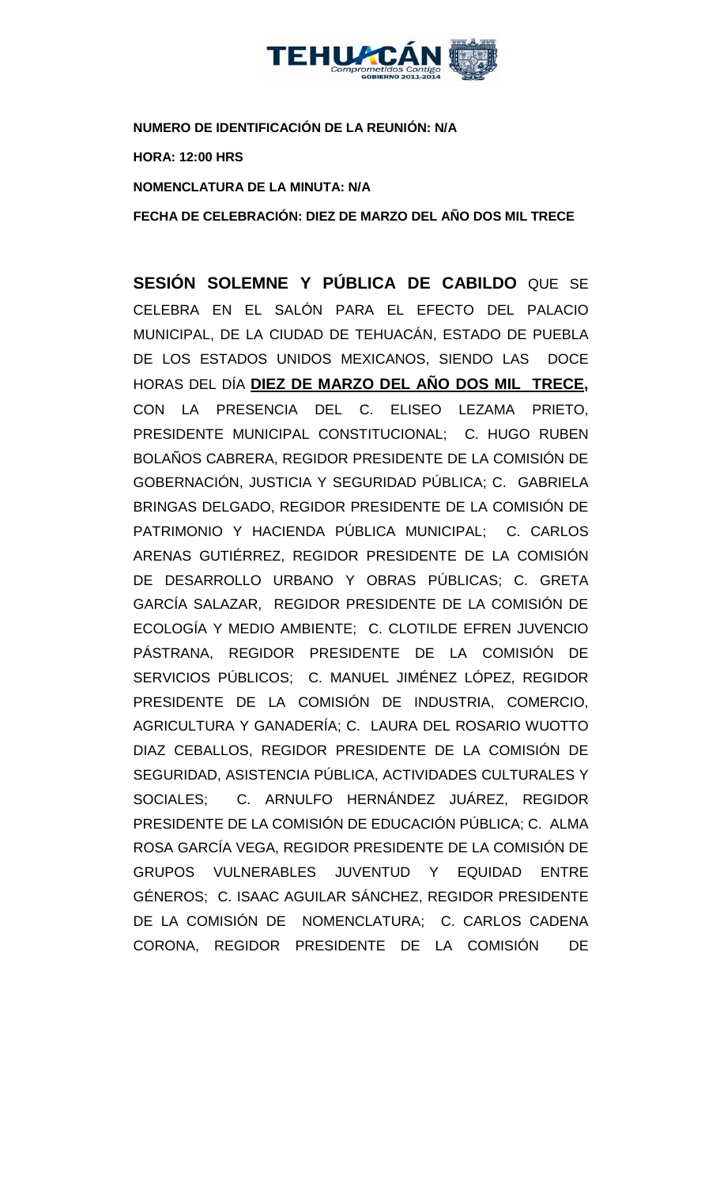**NUMERO DE IDENTIFICACIÓN DE LA REUNIÓN: N/A**

**HORA: 12:00 HRS**

**NOMENCLATURA DE LA MINUTA: N/A**

**FECHA DE CELEBRACIÓN: DIEZ DE MARZO DEL AÑO DOS MIL TRECE**

**SESIÓN SOLEMNE Y PÚBLICA DE CABILDO** QUE SE CELEBRA EN EL SALÓN PARA EL EFECTO DEL PALACIO MUNICIPAL, DE LA CIUDAD DE TEHUACÁN, ESTADO DE PUEBLA DE LOS ESTADOS UNIDOS MEXICANOS, SIENDO LAS DOCE HORAS DEL DÍA **DIEZ DE MARZO DEL AÑO DOS MIL TRECE,** CON LA PRESENCIA DEL C. ELISEO LEZAMA PRIETO, PRESIDENTE MUNICIPAL CONSTITUCIONAL; C. HUGO RUBEN BOLAÑOS CABRERA, REGIDOR PRESIDENTE DE LA COMISIÓN DE GOBERNACIÓN, JUSTICIA Y SEGURIDAD PÚBLICA; C. GABRIELA BRINGAS DELGADO, REGIDOR PRESIDENTE DE LA COMISIÓN DE PATRIMONIO Y HACIENDA PÚBLICA MUNICIPAL; C. CARLOS ARENAS GUTIÉRREZ, REGIDOR PRESIDENTE DE LA COMISIÓN DE DESARROLLO URBANO Y OBRAS PÚBLICAS; C. GRETA GARCÍA SALAZAR, REGIDOR PRESIDENTE DE LA COMISIÓN DE ECOLOGÍA Y MEDIO AMBIENTE; C. CLOTILDE EFREN JUVENCIO PÁSTRANA, REGIDOR PRESIDENTE DE LA COMISIÓN DE SERVICIOS PÚBLICOS; C. MANUEL JIMÉNEZ LÓPEZ, REGIDOR PRESIDENTE DE LA COMISIÓN DE INDUSTRIA, COMERCIO, AGRICULTURA Y GANADERÍA; C. LAURA DEL ROSARIO WUOTTO DIAZ CEBALLOS, REGIDOR PRESIDENTE DE LA COMISIÓN DE SEGURIDAD, ASISTENCIA PÚBLICA, ACTIVIDADES CULTURALES Y SOCIALES; C. ARNULFO HERNÁNDEZ JUÁREZ, REGIDOR PRESIDENTE DE LA COMISIÓN DE EDUCACIÓN PÚBLICA; C. ALMA ROSA GARCÍA VEGA, REGIDOR PRESIDENTE DE LA COMISIÓN DE GRUPOS VULNERABLES JUVENTUD Y EQUIDAD ENTRE GÉNEROS; C. ISAAC AGUILAR SÁNCHEZ, REGIDOR PRESIDENTE DE LA COMISIÓN DE NOMENCLATURA; C. CARLOS CADENA CORONA, REGIDOR PRESIDENTE DE LA COMISIÓN DE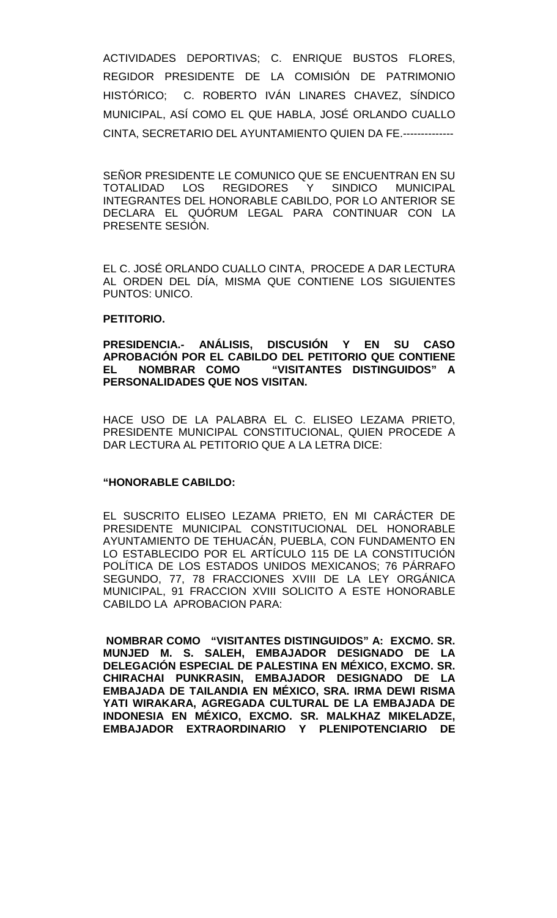ACTIVIDADES DEPORTIVAS; C. ENRIQUE BUSTOS FLORES, REGIDOR PRESIDENTE DE LA COMISIÓN DE PATRIMONIO HISTÓRICO; C. ROBERTO IVÁN LINARES CHAVEZ, SÍNDICO MUNICIPAL, ASÍ COMO EL QUE HABLA, JOSÉ ORLANDO CUALLO CINTA, SECRETARIO DEL AYUNTAMIENTO QUIEN DA FE.--------------

SEÑOR PRESIDENTE LE COMUNICO QUE SE ENCUENTRAN EN SU TOTALIDAD LOS REGIDORES Y SINDICO MUNICIPAL INTEGRANTES DEL HONORABLE CABILDO, POR LO ANTERIOR SE DECLARA EL QUÓRUM LEGAL PARA CONTINUAR CON LA PRESENTE SESIÓN.

EL C. JOSÉ ORLANDO CUALLO CINTA, PROCEDE A DAR LECTURA AL ORDEN DEL DÍA, MISMA QUE CONTIENE LOS SIGUIENTES PUNTOS: UNICO.

**PETITORIO.**

**PRESIDENCIA.- ANÁLISIS, DISCUSIÓN Y EN SU CASO APROBACIÓN POR EL CABILDO DEL PETITORIO QUE CONTIENE EL NOMBRAR COMO "VISITANTES DISTINGUIDOS" A PERSONALIDADES QUE NOS VISITAN.**

HACE USO DE LA PALABRA EL C. ELISEO LEZAMA PRIETO, PRESIDENTE MUNICIPAL CONSTITUCIONAL, QUIEN PROCEDE A DAR LECTURA AL PETITORIO QUE A LA LETRA DICE:

**"HONORABLE CABILDO:**

EL SUSCRITO ELISEO LEZAMA PRIETO, EN MI CARÁCTER DE PRESIDENTE MUNICIPAL CONSTITUCIONAL DEL HONORABLE AYUNTAMIENTO DE TEHUACÁN, PUEBLA, CON FUNDAMENTO EN LO ESTABLECIDO POR EL ARTÍCULO 115 DE LA CONSTITUCIÓN POLÍTICA DE LOS ESTADOS UNIDOS MEXICANOS; 76 PÁRRAFO SEGUNDO, 77, 78 FRACCIONES XVIII DE LA LEY ORGÁNICA MUNICIPAL, 91 FRACCION XVIII SOLICITO A ESTE HONORABLE CABILDO LA APROBACION PARA:

**NOMBRAR COMO "VISITANTES DISTINGUIDOS" A: EXCMO. SR. MUNJED M. S. SALEH, EMBAJADOR DESIGNADO DE LA DELEGACIÓN ESPECIAL DE PALESTINA EN MÉXICO, EXCMO. SR. CHIRACHAI PUNKRASIN, EMBAJADOR DESIGNADO DE LA EMBAJADA DE TAILANDIA EN MÉXICO, SRA. IRMA DEWI RISMA YATI WIRAKARA, AGREGADA CULTURAL DE LA EMBAJADA DE INDONESIA EN MÉXICO, EXCMO. SR. MALKHAZ MIKELADZE, EMBAJADOR EXTRAORDINARIO Y PLENIPOTENCIARIO DE**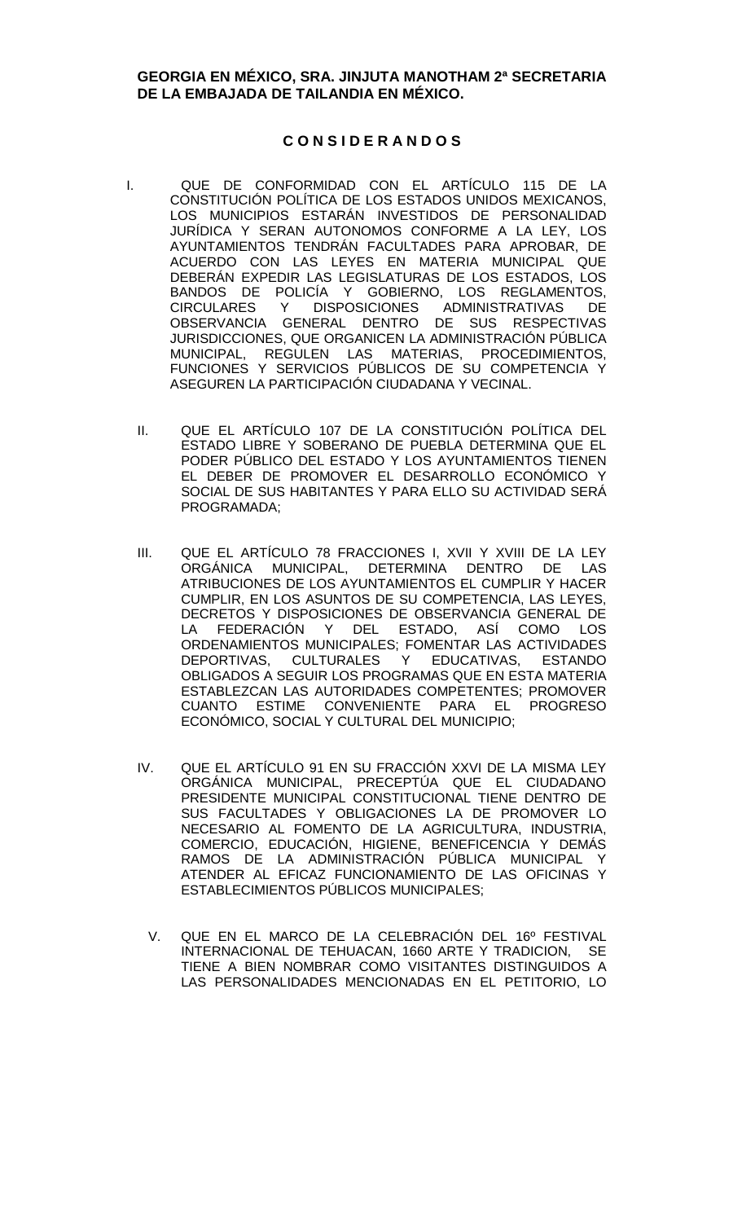**GEORGIA EN MÉXICO, SRA. JINJUTA MANOTHAM 2ª SECRETARIA DE LA EMBAJADA DE TAILANDIA EN MÉXICO.**

## C O N S I D E R A N D O S

I. QUE DE CONFORMIDAD CON EL ARTÍCULO 115 DE LA CONSTITUCIÓN POLÍTICA DE LOS ESTADOS UNIDOS MEXICANOS, LOS MUNICIPIOS ESTARÁN INVESTIDOS DE PERSONALIDAD JURÍDICA Y SERAN AUTONOMOS CONFORME A LA LEY, LOS AYUNTAMIENTOS TENDRÁN FACULTADES PARA APROBAR, DE ACUERDO CON LAS LEYES EN MATERIA MUNICIPAL QUE DEBERÁN EXPEDIR LAS LEGISLATURAS DE LOS ESTADOS, LOS BANDOS DE POLICÍA Y GOBIERNO, LOS REGLAMENTOS, CIRCULARES Y DISPOSICIONES ADMINISTRATIVAS DE OBSERVANCIA GENERAL DENTRO DE SUS RESPECTIVAS JURISDICCIONES, QUE ORGANICEN LA ADMINISTRACIÓN PÚBLICA MUNICIPAL, REGULEN LAS MATERIAS, PROCEDIMIENTOS, FUNCIONES Y SERVICIOS PÚBLICOS DE SU COMPETENCIA Y ASEGUREN LA PARTICIPACIÓN CIUDADANA Y VECINAL.

II. QUE EL ARTÍCULO 107 DE LA CONSTITUCIÓN POLÍTICA DEL ESTADO LIBRE Y SOBERANO DE PUEBLA DETERMINA QUE EL PODER PÚBLICO DEL ESTADO Y LOS AYUNTAMIENTOS TIENEN EL DEBER DE PROMOVER EL DESARROLLO ECONÓMICO Y SOCIAL DE SUS HABITANTES Y PARA ELLO SU ACTIVIDAD SERÁ PROGRAMADA;

III. QUE EL ARTÍCULO 78 FRACCIONES I, XVII Y XVIII DE LA LEY ORGÁNICA MUNICIPAL, DETERMINA DENTRO DE LAS ATRIBUCIONES DE LOS AYUNTAMIENTOS EL CUMPLIR Y HACER CUMPLIR, EN LOS ASUNTOS DE SU COMPETENCIA, LAS LEYES, DECRETOS Y DISPOSICIONES DE OBSERVANCIA GENERAL DE LA FEDERACIÓN Y DEL ESTADO, ASÍ COMO LOS ORDENAMIENTOS MUNICIPALES; FOMENTAR LAS ACTIVIDADES DEPORTIVAS, CULTURALES Y EDUCATIVAS, ESTANDO OBLIGADOS A SEGUIR LOS PROGRAMAS QUE EN ESTA MATERIA ESTABLEZCAN LAS AUTORIDADES COMPETENTES; PROMOVER CUANTO ESTIME CONVENIENTE PARA EL PROGRESO ECONÓMICO, SOCIAL Y CULTURAL DEL MUNICIPIO;

IV. QUE EL ARTÍCULO 91 EN SU FRACCIÓN XXVI DE LA MISMA LEY ORGÁNICA MUNICIPAL, PRECEPTÚA QUE EL CIUDADANO PRESIDENTE MUNICIPAL CONSTITUCIONAL TIENE DENTRO DE SUS FACULTADES Y OBLIGACIONES LA DE PROMOVER LO NECESARIO AL FOMENTO DE LA AGRICULTURA, INDUSTRIA, COMERCIO, EDUCACIÓN, HIGIENE, BENEFICENCIA Y DEMÁS RAMOS DE LA ADMINISTRACIÓN PÚBLICA MUNICIPAL Y ATENDER AL EFICAZ FUNCIONAMIENTO DE LAS OFICINAS Y ESTABLECIMIENTOS PÚBLICOS MUNICIPALES;

V. QUE EN EL MARCO DE LA CELEBRACIÓN DEL 16º FESTIVAL INTERNACIONAL DE TEHUACAN, 1660 ARTE Y TRADICION, SE TIENE A BIEN NOMBRAR COMO VISITANTES DISTINGUIDOS A LAS PERSONALIDADES MENCIONADAS EN EL PETITORIO, LO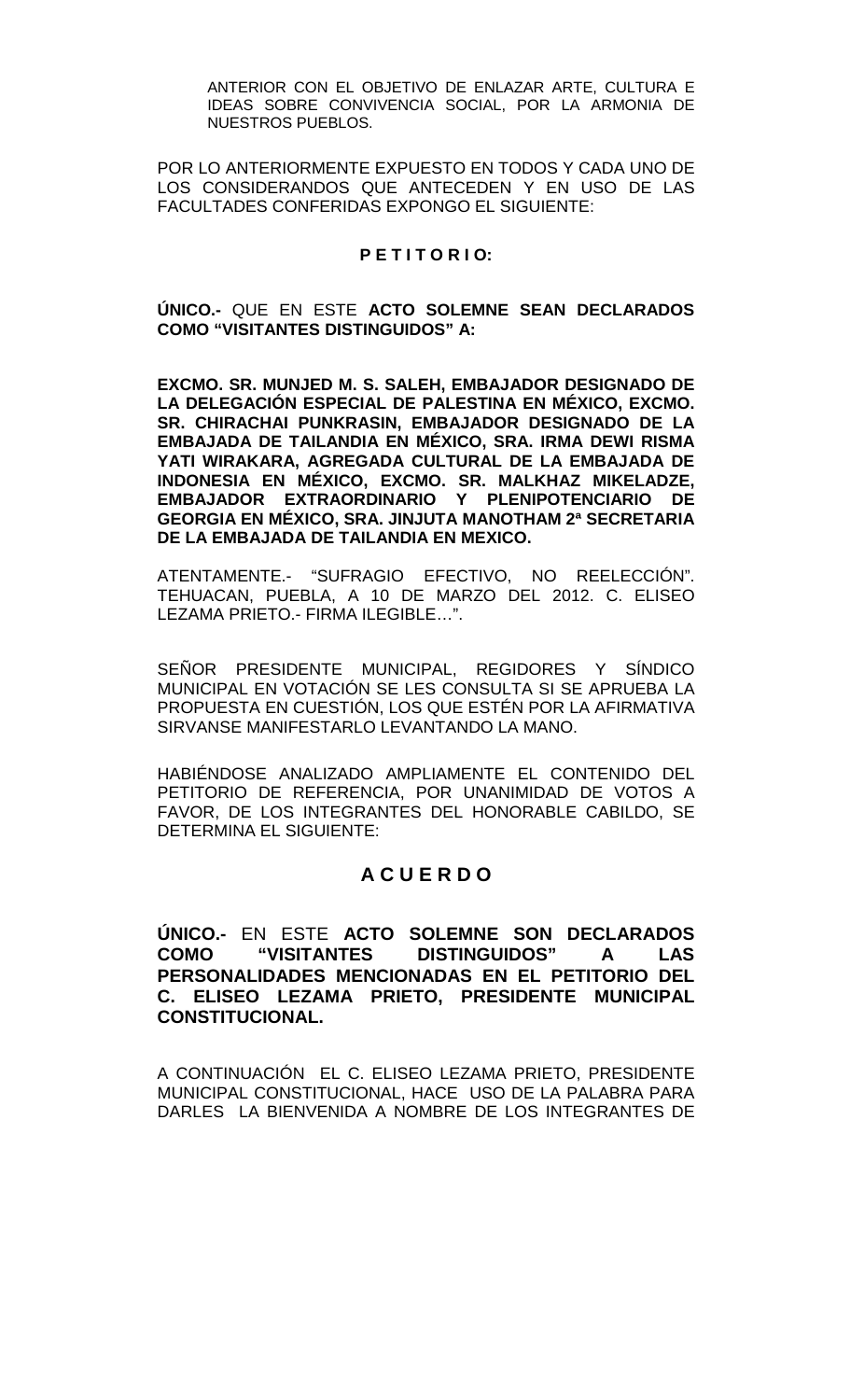ANTERIOR CON EL OBJETIVO DE ENLAZAR ARTE, CULTURA E IDEAS SOBRE CONVIVENCIA SOCIAL, POR LA ARMONIA DE NUESTROS PUEBLOS.

POR LO ANTERIORMENTE EXPUESTO EN TODOS Y CADA UNO DE LOS CONSIDERANDOS QUE ANTECEDEN Y EN USO DE LAS FACULTADES CONFERIDAS EXPONGO EL SIGUIENTE:

**P E T I T O R I O:**

**ÚNICO.-** QUE EN ESTE **ACTO SOLEMNE SEAN DECLARADOS COMO "VISITANTES DISTINGUIDOS" A:**

**EXCMO. SR. MUNJED M. S. SALEH, EMBAJADOR DESIGNADO DE LA DELEGACIÓN ESPECIAL DE PALESTINA EN MÉXICO, EXCMO. SR. CHIRACHAI PUNKRASIN, EMBAJADOR DESIGNADO DE LA EMBAJADA DE TAILANDIA EN MÉXICO, SRA. IRMA DEWI RISMA YATI WIRAKARA, AGREGADA CULTURAL DE LA EMBAJADA DE INDONESIA EN MÉXICO, EXCMO. SR. MALKHAZ MIKELADZE, EMBAJADOR EXTRAORDINARIO Y PLENIPOTENCIARIO DE GEORGIA EN MÉXICO, SRA. JINJUTA MANOTHAM 2ª SECRETARIA DE LA EMBAJADA DE TAILANDIA EN MEXICO.**

ATENTAMENTE.- "SUFRAGIO EFECTIVO, NO REELECCIÓN". TEHUACAN, PUEBLA, A 10 DE MARZO DEL 2012. C. ELISEO LEZAMA PRIETO.- FIRMA ILEGIBLE…".

SEÑOR PRESIDENTE MUNICIPAL, REGIDORES Y SÍNDICO MUNICIPAL EN VOTACIÓN SE LES CONSULTA SI SE APRUEBA LA PROPUESTA EN CUESTIÓN, LOS QUE ESTÉN POR LA AFIRMATIVA SIRVANSE MANIFESTARLO LEVANTANDO LA MANO.

HABIÉNDOSE ANALIZADO AMPLIAMENTE EL CONTENIDO DEL PETITORIO DE REFERENCIA, POR UNANIMIDAD DE VOTOS A FAVOR, DE LOS INTEGRANTES DEL HONORABLE CABILDO, SE DETERMINA EL SIGUIENTE:

## A C U E R D O

**ÚNICO.-** EN ESTE **ACTO SOLEMNE SON DECLARADOS COMO "VISITANTES DISTINGUIDOS" A LAS PERSONALIDADES MENCIONADAS EN EL PETITORIO DEL C. ELISEO LEZAMA PRIETO, PRESIDENTE MUNICIPAL CONSTITUCIONAL.**

A CONTINUACIÓN EL C. ELISEO LEZAMA PRIETO, PRESIDENTE MUNICIPAL CONSTITUCIONAL, HACE USO DE LA PALABRA PARA DARLES LA BIENVENIDA A NOMBRE DE LOS INTEGRANTES DE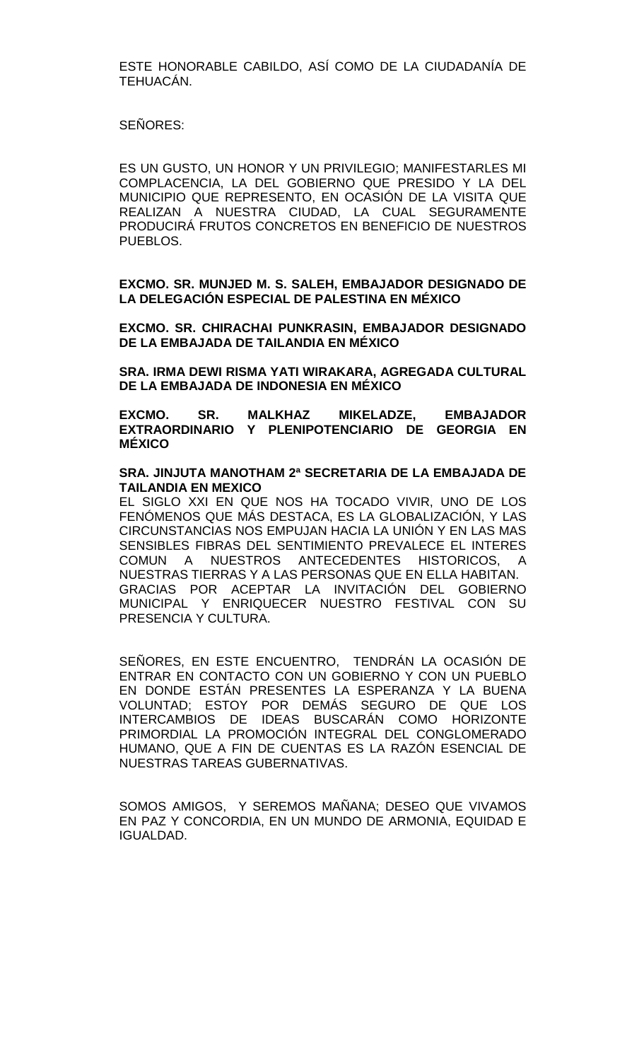ESTE HONORABLE CABILDO, ASÍ COMO DE LA CIUDADANÍA DE TEHUACÁN.

SEÑORES:

ES UN GUSTO, UN HONOR Y UN PRIVILEGIO; MANIFESTARLES MI COMPLACENCIA, LA DEL GOBIERNO QUE PRESIDO Y LA DEL MUNICIPIO QUE REPRESENTO, EN OCASIÓN DE LA VISITA QUE REALIZAN A NUESTRA CIUDAD, LA CUAL SEGURAMENTE PRODUCIRÁ FRUTOS CONCRETOS EN BENEFICIO DE NUESTROS PUEBLOS.

**EXCMO. SR. MUNJED M. S. SALEH, EMBAJADOR DESIGNADO DE LA DELEGACIÓN ESPECIAL DE PALESTINA EN MÉXICO**

**EXCMO. SR. CHIRACHAI PUNKRASIN, EMBAJADOR DESIGNADO DE LA EMBAJADA DE TAILANDIA EN MÉXICO**

**SRA. IRMA DEWI RISMA YATI WIRAKARA, AGREGADA CULTURAL DE LA EMBAJADA DE INDONESIA EN MÉXICO**

**EXCMO. SR. MALKHAZ MIKELADZE, EMBAJADOR EXTRAORDINARIO Y PLENIPOTENCIARIO DE GEORGIA EN MÉXICO**

**SRA. JINJUTA MANOTHAM 2ª SECRETARIA DE LA EMBAJADA DE TAILANDIA EN MEXICO**

EL SIGLO XXI EN QUE NOS HA TOCADO VIVIR, UNO DE LOS FENÓMENOS QUE MÁS DESTACA, ES LA GLOBALIZACIÓN, Y LAS CIRCUNSTANCIAS NOS EMPUJAN HACIA LA UNIÓN Y EN LAS MAS SENSIBLES FIBRAS DEL SENTIMIENTO PREVALECE EL INTERES COMUN A NUESTROS ANTECEDENTES HISTORICOS, A NUESTRAS TIERRAS Y A LAS PERSONAS QUE EN ELLA HABITAN.
GRACIAS POR ACEPTAR LA INVITACIÓN DEL GOBIERNO MUNICIPAL Y ENRIQUECER NUESTRO FESTIVAL CON SU PRESENCIA Y CULTURA.

SEÑORES, EN ESTE ENCUENTRO, TENDRÁN LA OCASIÓN DE ENTRAR EN CONTACTO CON UN GOBIERNO Y CON UN PUEBLO EN DONDE ESTÁN PRESENTES LA ESPERANZA Y LA BUENA VOLUNTAD; ESTOY POR DEMÁS SEGURO DE QUE LOS INTERCAMBIOS DE IDEAS BUSCARÁN COMO HORIZONTE PRIMORDIAL LA PROMOCIÓN INTEGRAL DEL CONGLOMERADO HUMANO, QUE A FIN DE CUENTAS ES LA RAZÓN ESENCIAL DE NUESTRAS TAREAS GUBERNATIVAS.

SOMOS AMIGOS, Y SEREMOS MAÑANA; DESEO QUE VIVAMOS EN PAZ Y CONCORDIA, EN UN MUNDO DE ARMONIA, EQUIDAD E IGUALDAD.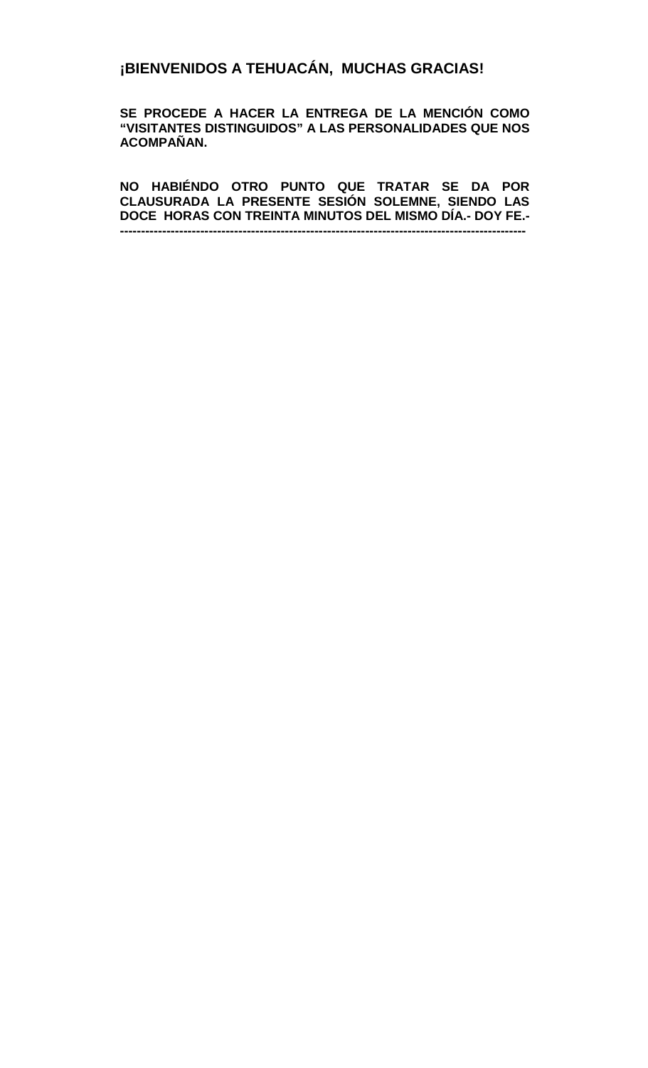**¡BIENVENIDOS A TEHUACÁN, MUCHAS GRACIAS!**

**SE PROCEDE A HACER LA ENTREGA DE LA MENCIÓN COMO "VISITANTES DISTINGUIDOS" A LAS PERSONALIDADES QUE NOS ACOMPAÑAN.**

**NO HABIÉNDO OTRO PUNTO QUE TRATAR SE DA POR CLAUSURADA LA PRESENTE SESIÓN SOLEMNE, SIENDO LAS DOCE HORAS CON TREINTA MINUTOS DEL MISMO DÍA.- DOY FE.- ------------------------------------------------------------------------------------------------**